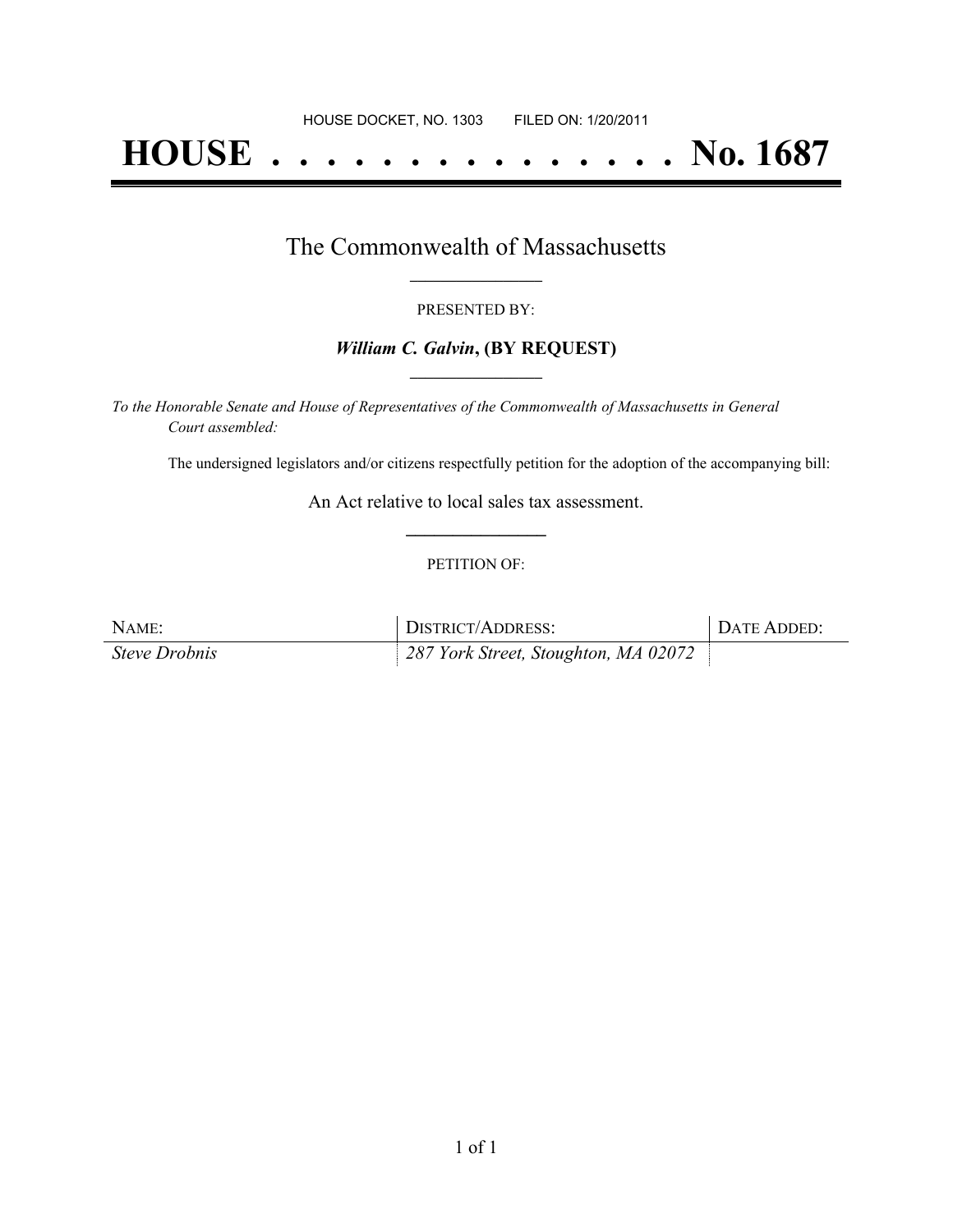HOUSE DOCKET, NO. 1303        FILED ON: 1/20/2011

# HOUSE . . . . . . . . . . . . . . . No. 1687

## The Commonwealth of Massachusetts

PRESENTED BY:

***William C. Galvin*, (BY REQUEST)**

*To the Honorable Senate and House of Representatives of the Commonwealth of Massachusetts in General Court assembled:*

The undersigned legislators and/or citizens respectfully petition for the adoption of the accompanying bill:

An Act relative to local sales tax assessment.

PETITION OF:

| NAME: | DISTRICT/ADDRESS: | DATE ADDED: |
| --- | --- | --- |
| *Steve Drobnis* | *287 York Street, Stoughton, MA 02072* | |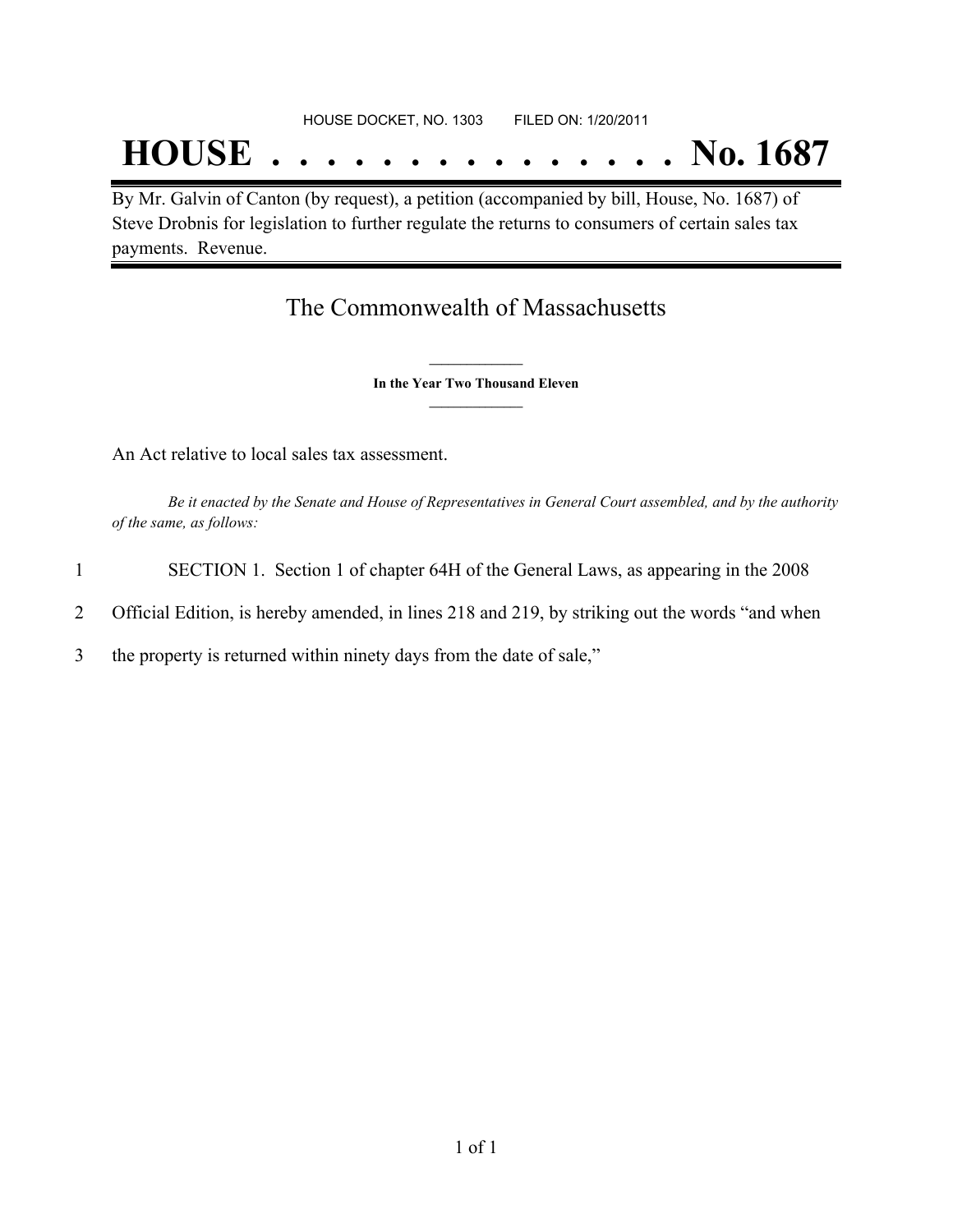HOUSE DOCKET, NO. 1303 FILED ON: 1/20/2011

# HOUSE . . . . . . . . . . . . . . . No. 1687

By Mr. Galvin of Canton (by request), a petition (accompanied by bill, House, No. 1687) of Steve Drobnis for legislation to further regulate the returns to consumers of certain sales tax payments. Revenue.

## The Commonwealth of Massachusetts

**In the Year Two Thousand Eleven**

An Act relative to local sales tax assessment.

*Be it enacted by the Senate and House of Representatives in General Court assembled, and by the authority of the same, as follows:*

1 SECTION 1. Section 1 of chapter 64H of the General Laws, as appearing in the 2008
2 Official Edition, is hereby amended, in lines 218 and 219, by striking out the words "and when
3 the property is returned within ninety days from the date of sale,"